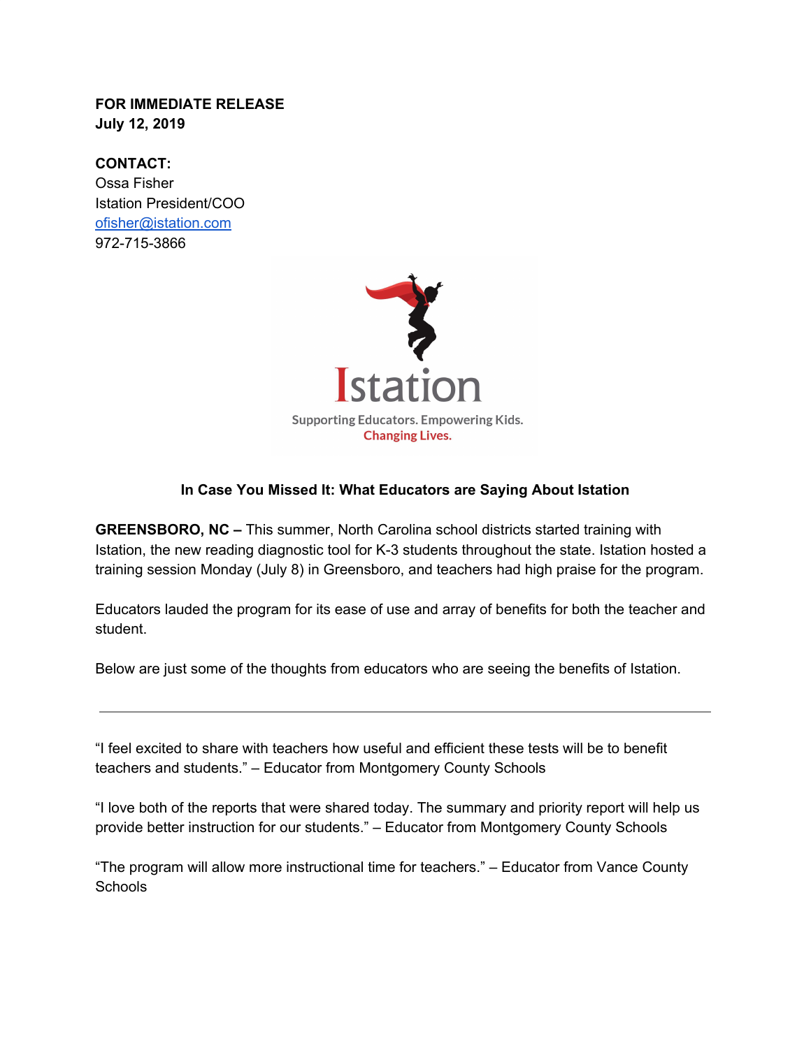**FOR IMMEDIATE RELEASE**
**July 12, 2019**

**CONTACT:**
Ossa Fisher
Istation President/COO
ofisher@istation.com
972-715-3866

Istation

Supporting Educators. Empowering Kids.
Changing Lives.

### In Case You Missed It: What Educators are Saying About Istation

**GREENSBORO, NC –** This summer, North Carolina school districts started training with Istation, the new reading diagnostic tool for K-3 students throughout the state. Istation hosted a training session Monday (July 8) in Greensboro, and teachers had high praise for the program.

Educators lauded the program for its ease of use and array of benefits for both the teacher and student.

Below are just some of the thoughts from educators who are seeing the benefits of Istation.

---

"I feel excited to share with teachers how useful and efficient these tests will be to benefit teachers and students." – Educator from Montgomery County Schools

"I love both of the reports that were shared today. The summary and priority report will help us provide better instruction for our students." – Educator from Montgomery County Schools

"The program will allow more instructional time for teachers." – Educator from Vance County Schools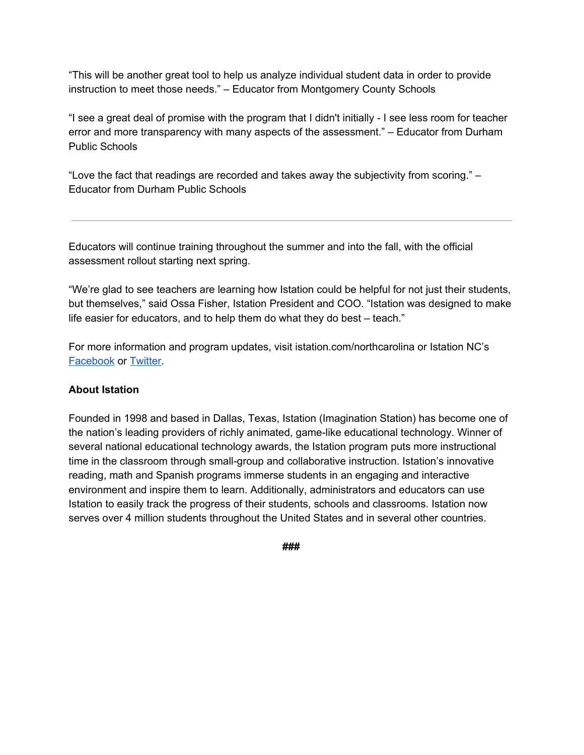"This will be another great tool to help us analyze individual student data in order to provide instruction to meet those needs." – Educator from Montgomery County Schools

"I see a great deal of promise with the program that I didn't initially - I see less room for teacher error and more transparency with many aspects of the assessment." – Educator from Durham Public Schools

"Love the fact that readings are recorded and takes away the subjectivity from scoring." – Educator from Durham Public Schools

---

Educators will continue training throughout the summer and into the fall, with the official assessment rollout starting next spring.

"We're glad to see teachers are learning how Istation could be helpful for not just their students, but themselves," said Ossa Fisher, Istation President and COO. "Istation was designed to make life easier for educators, and to help them do what they do best – teach."

For more information and program updates, visit istation.com/northcarolina or Istation NC's Facebook or Twitter.

**About Istation**

Founded in 1998 and based in Dallas, Texas, Istation (Imagination Station) has become one of the nation's leading providers of richly animated, game-like educational technology. Winner of several national educational technology awards, the Istation program puts more instructional time in the classroom through small-group and collaborative instruction. Istation's innovative reading, math and Spanish programs immerse students in an engaging and interactive environment and inspire them to learn. Additionally, administrators and educators can use Istation to easily track the progress of their students, schools and classrooms. Istation now serves over 4 million students throughout the United States and in several other countries.

**###**